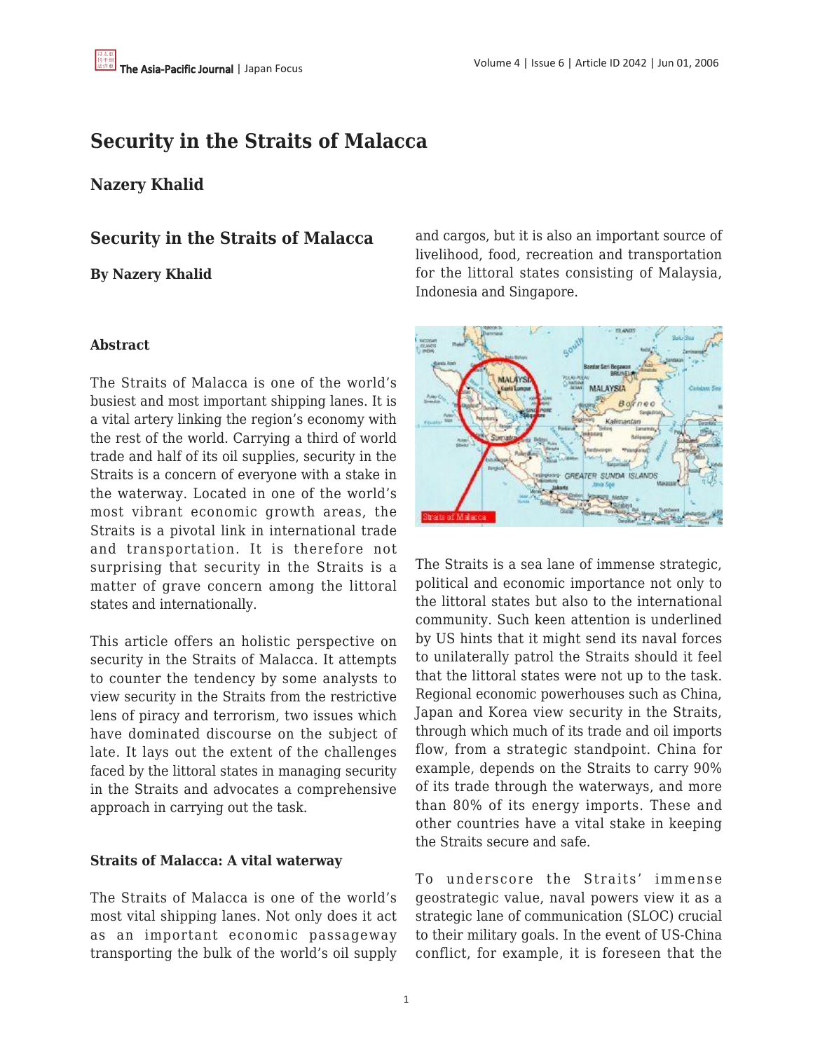# Security in the Straits of Malacca

## Nazery Khalid

## Security in the Straits of Malacca

**By Nazery Khalid**

**Abstract**

The Straits of Malacca is one of the world's busiest and most important shipping lanes. It is a vital artery linking the region's economy with the rest of the world. Carrying a third of world trade and half of its oil supplies, security in the Straits is a concern of everyone with a stake in the waterway. Located in one of the world's most vibrant economic growth areas, the Straits is a pivotal link in international trade and transportation. It is therefore not surprising that security in the Straits is a matter of grave concern among the littoral states and internationally.

This article offers an holistic perspective on security in the Straits of Malacca. It attempts to counter the tendency by some analysts to view security in the Straits from the restrictive lens of piracy and terrorism, two issues which have dominated discourse on the subject of late. It lays out the extent of the challenges faced by the littoral states in managing security in the Straits and advocates a comprehensive approach in carrying out the task.

**Straits of Malacca: A vital waterway**

The Straits of Malacca is one of the world's most vital shipping lanes. Not only does it act as an important economic passageway transporting the bulk of the world's oil supply and cargos, but it is also an important source of livelihood, food, recreation and transportation for the littoral states consisting of Malaysia, Indonesia and Singapore.

The Straits is a sea lane of immense strategic, political and economic importance not only to the littoral states but also to the international community. Such keen attention is underlined by US hints that it might send its naval forces to unilaterally patrol the Straits should it feel that the littoral states were not up to the task. Regional economic powerhouses such as China, Japan and Korea view security in the Straits, through which much of its trade and oil imports flow, from a strategic standpoint. China for example, depends on the Straits to carry 90% of its trade through the waterways, and more than 80% of its energy imports. These and other countries have a vital stake in keeping the Straits secure and safe.

To underscore the Straits' immense geostrategic value, naval powers view it as a strategic lane of communication (SLOC) crucial to their military goals. In the event of US-China conflict, for example, it is foreseen that the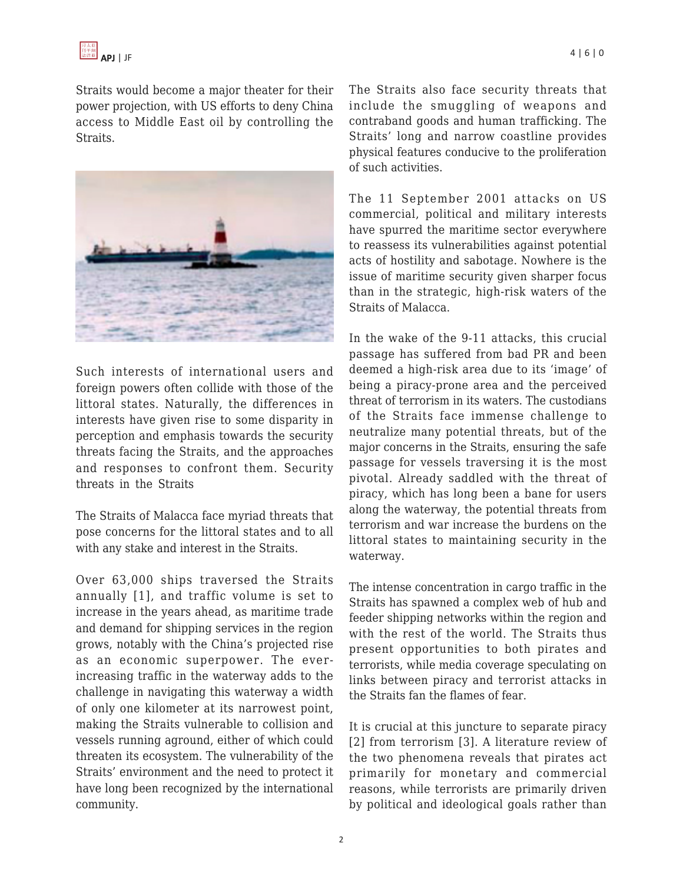Straits would become a major theater for their power projection, with US efforts to deny China access to Middle East oil by controlling the Straits.

Such interests of international users and foreign powers often collide with those of the littoral states. Naturally, the differences in interests have given rise to some disparity in perception and emphasis towards the security threats facing the Straits, and the approaches and responses to confront them.

## Security threats in the Straits

The Straits of Malacca face myriad threats that pose concerns for the littoral states and to all with any stake and interest in the Straits.

Over 63,000 ships traversed the Straits annually [1], and traffic volume is set to increase in the years ahead, as maritime trade and demand for shipping services in the region grows, notably with the China's projected rise as an economic superpower. The ever-increasing traffic in the waterway adds to the challenge in navigating this waterway a width of only one kilometer at its narrowest point, making the Straits vulnerable to collision and vessels running aground, either of which could threaten its ecosystem. The vulnerability of the Straits' environment and the need to protect it have long been recognized by the international community.

The Straits also face security threats that include the smuggling of weapons and contraband goods and human trafficking. The Straits' long and narrow coastline provides physical features conducive to the proliferation of such activities.

The 11 September 2001 attacks on US commercial, political and military interests have spurred the maritime sector everywhere to reassess its vulnerabilities against potential acts of hostility and sabotage. Nowhere is the issue of maritime security given sharper focus than in the strategic, high-risk waters of the Straits of Malacca.

In the wake of the 9-11 attacks, this crucial passage has suffered from bad PR and been deemed a high-risk area due to its 'image' of being a piracy-prone area and the perceived threat of terrorism in its waters. The custodians of the Straits face immense challenge to neutralize many potential threats, but of the major concerns in the Straits, ensuring the safe passage for vessels traversing it is the most pivotal. Already saddled with the threat of piracy, which has long been a bane for users along the waterway, the potential threats from terrorism and war increase the burdens on the littoral states to maintaining security in the waterway.

The intense concentration in cargo traffic in the Straits has spawned a complex web of hub and feeder shipping networks within the region and with the rest of the world. The Straits thus present opportunities to both pirates and terrorists, while media coverage speculating on links between piracy and terrorist attacks in the Straits fan the flames of fear.

It is crucial at this juncture to separate piracy [2] from terrorism [3]. A literature review of the two phenomena reveals that pirates act primarily for monetary and commercial reasons, while terrorists are primarily driven by political and ideological goals rather than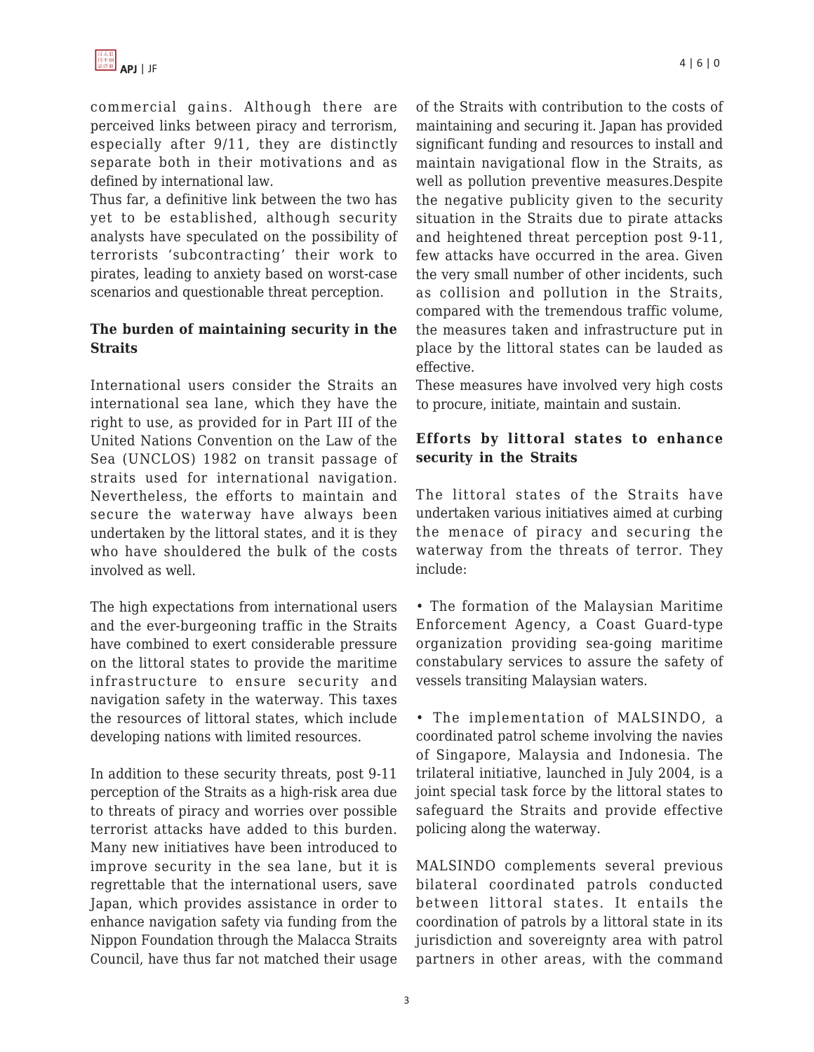commercial gains. Although there are perceived links between piracy and terrorism, especially after 9/11, they are distinctly separate both in their motivations and as defined by international law.

Thus far, a definitive link between the two has yet to be established, although security analysts have speculated on the possibility of terrorists 'subcontracting' their work to pirates, leading to anxiety based on worst-case scenarios and questionable threat perception.

## The burden of maintaining security in the Straits

International users consider the Straits an international sea lane, which they have the right to use, as provided for in Part III of the United Nations Convention on the Law of the Sea (UNCLOS) 1982 on transit passage of straits used for international navigation. Nevertheless, the efforts to maintain and secure the waterway have always been undertaken by the littoral states, and it is they who have shouldered the bulk of the costs involved as well.

The high expectations from international users and the ever-burgeoning traffic in the Straits have combined to exert considerable pressure on the littoral states to provide the maritime infrastructure to ensure security and navigation safety in the waterway. This taxes the resources of littoral states, which include developing nations with limited resources.

In addition to these security threats, post 9-11 perception of the Straits as a high-risk area due to threats of piracy and worries over possible terrorist attacks have added to this burden. Many new initiatives have been introduced to improve security in the sea lane, but it is regrettable that the international users, save Japan, which provides assistance in order to enhance navigation safety via funding from the Nippon Foundation through the Malacca Straits Council, have thus far not matched their usage of the Straits with contribution to the costs of maintaining and securing it. Japan has provided significant funding and resources to install and maintain navigational flow in the Straits, as well as pollution preventive measures.Despite the negative publicity given to the security situation in the Straits due to pirate attacks and heightened threat perception post 9-11, few attacks have occurred in the area. Given the very small number of other incidents, such as collision and pollution in the Straits, compared with the tremendous traffic volume, the measures taken and infrastructure put in place by the littoral states can be lauded as effective.

These measures have involved very high costs to procure, initiate, maintain and sustain.

## Efforts by littoral states to enhance security in the Straits

The littoral states of the Straits have undertaken various initiatives aimed at curbing the menace of piracy and securing the waterway from the threats of terror. They include:

- The formation of the Malaysian Maritime Enforcement Agency, a Coast Guard-type organization providing sea-going maritime constabulary services to assure the safety of vessels transiting Malaysian waters.

- The implementation of MALSINDO, a coordinated patrol scheme involving the navies of Singapore, Malaysia and Indonesia. The trilateral initiative, launched in July 2004, is a joint special task force by the littoral states to safeguard the Straits and provide effective policing along the waterway.

MALSINDO complements several previous bilateral coordinated patrols conducted between littoral states. It entails the coordination of patrols by a littoral state in its jurisdiction and sovereignty area with patrol partners in other areas, with the command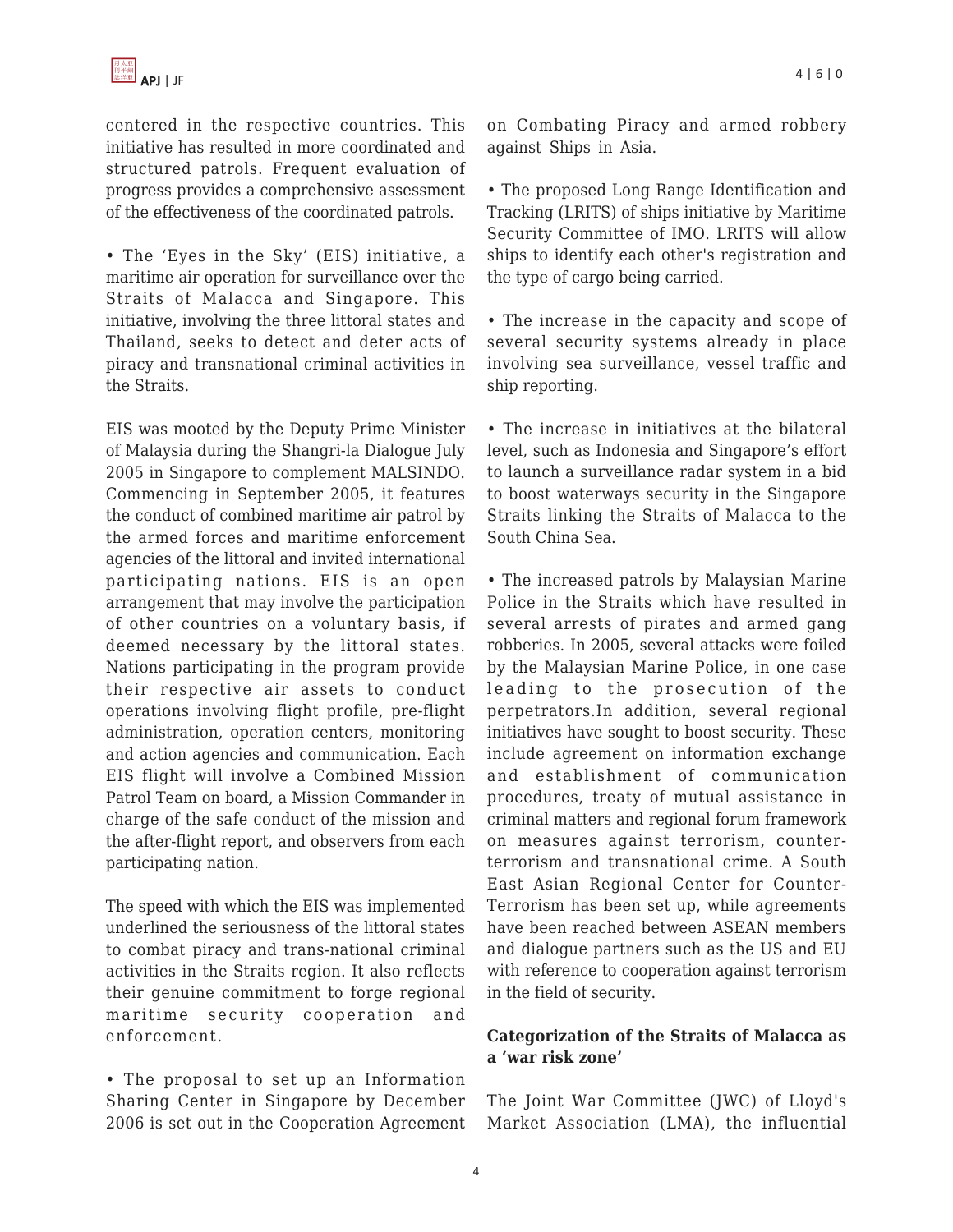centered in the respective countries. This initiative has resulted in more coordinated and structured patrols. Frequent evaluation of progress provides a comprehensive assessment of the effectiveness of the coordinated patrols.

• The 'Eyes in the Sky' (EIS) initiative, a maritime air operation for surveillance over the Straits of Malacca and Singapore. This initiative, involving the three littoral states and Thailand, seeks to detect and deter acts of piracy and transnational criminal activities in the Straits.

EIS was mooted by the Deputy Prime Minister of Malaysia during the Shangri-la Dialogue July 2005 in Singapore to complement MALSINDO. Commencing in September 2005, it features the conduct of combined maritime air patrol by the armed forces and maritime enforcement agencies of the littoral and invited international participating nations. EIS is an open arrangement that may involve the participation of other countries on a voluntary basis, if deemed necessary by the littoral states. Nations participating in the program provide their respective air assets to conduct operations involving flight profile, pre-flight administration, operation centers, monitoring and action agencies and communication. Each EIS flight will involve a Combined Mission Patrol Team on board, a Mission Commander in charge of the safe conduct of the mission and the after-flight report, and observers from each participating nation.

The speed with which the EIS was implemented underlined the seriousness of the littoral states to combat piracy and trans-national criminal activities in the Straits region. It also reflects their genuine commitment to forge regional maritime security cooperation and enforcement.

• The proposal to set up an Information Sharing Center in Singapore by December 2006 is set out in the Cooperation Agreement on Combating Piracy and armed robbery against Ships in Asia.

• The proposed Long Range Identification and Tracking (LRITS) of ships initiative by Maritime Security Committee of IMO. LRITS will allow ships to identify each other's registration and the type of cargo being carried.

• The increase in the capacity and scope of several security systems already in place involving sea surveillance, vessel traffic and ship reporting.

• The increase in initiatives at the bilateral level, such as Indonesia and Singapore's effort to launch a surveillance radar system in a bid to boost waterways security in the Singapore Straits linking the Straits of Malacca to the South China Sea.

• The increased patrols by Malaysian Marine Police in the Straits which have resulted in several arrests of pirates and armed gang robberies. In 2005, several attacks were foiled by the Malaysian Marine Police, in one case leading to the prosecution of the perpetrators.In addition, several regional initiatives have sought to boost security. These include agreement on information exchange and establishment of communication procedures, treaty of mutual assistance in criminal matters and regional forum framework on measures against terrorism, counter-terrorism and transnational crime. A South East Asian Regional Center for Counter-Terrorism has been set up, while agreements have been reached between ASEAN members and dialogue partners such as the US and EU with reference to cooperation against terrorism in the field of security.

**Categorization of the Straits of Malacca as a 'war risk zone'**

The Joint War Committee (JWC) of Lloyd's Market Association (LMA), the influential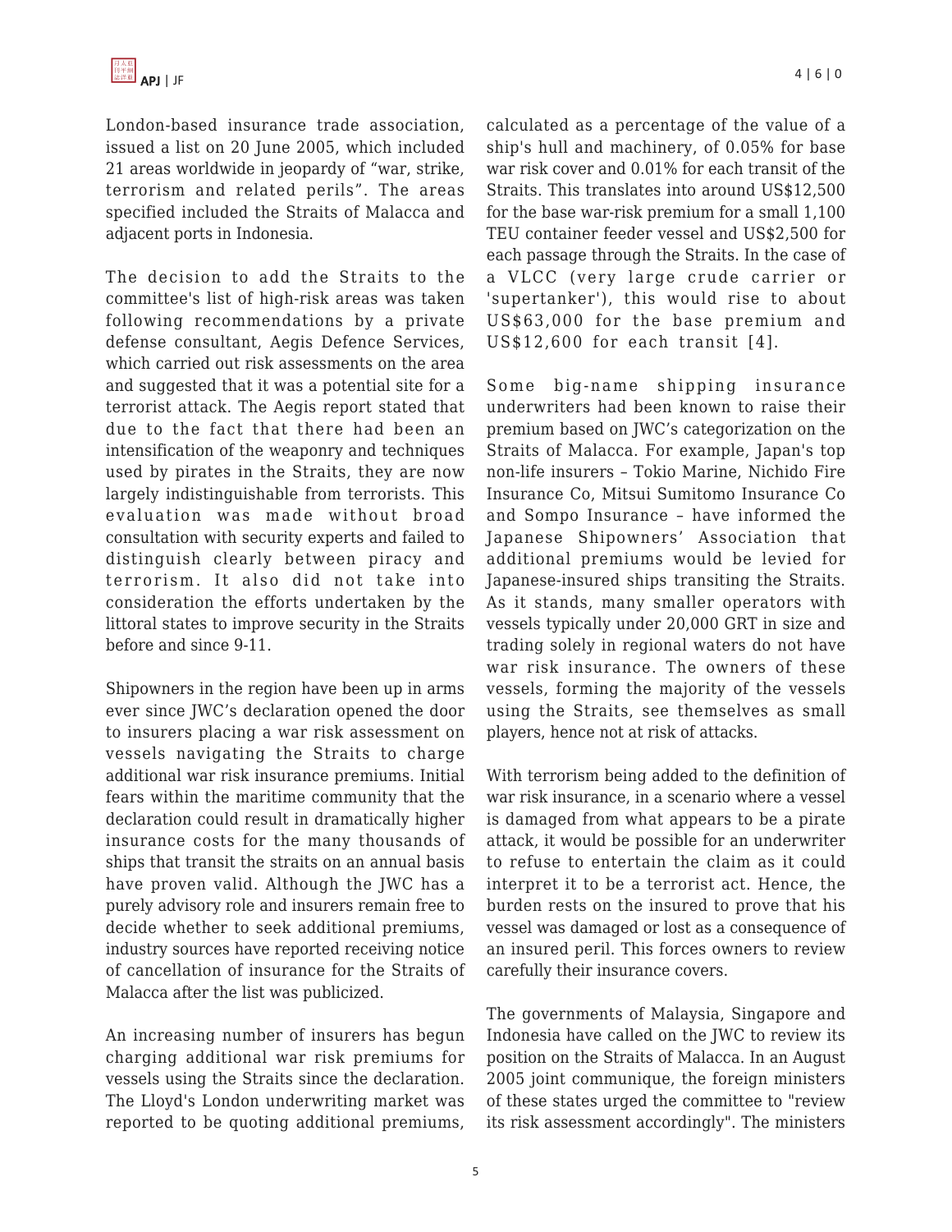London-based insurance trade association, issued a list on 20 June 2005, which included 21 areas worldwide in jeopardy of "war, strike, terrorism and related perils". The areas specified included the Straits of Malacca and adjacent ports in Indonesia.

The decision to add the Straits to the committee's list of high-risk areas was taken following recommendations by a private defense consultant, Aegis Defence Services, which carried out risk assessments on the area and suggested that it was a potential site for a terrorist attack. The Aegis report stated that due to the fact that there had been an intensification of the weaponry and techniques used by pirates in the Straits, they are now largely indistinguishable from terrorists. This evaluation was made without broad consultation with security experts and failed to distinguish clearly between piracy and terrorism. It also did not take into consideration the efforts undertaken by the littoral states to improve security in the Straits before and since 9-11.

Shipowners in the region have been up in arms ever since JWC's declaration opened the door to insurers placing a war risk assessment on vessels navigating the Straits to charge additional war risk insurance premiums. Initial fears within the maritime community that the declaration could result in dramatically higher insurance costs for the many thousands of ships that transit the straits on an annual basis have proven valid. Although the JWC has a purely advisory role and insurers remain free to decide whether to seek additional premiums, industry sources have reported receiving notice of cancellation of insurance for the Straits of Malacca after the list was publicized.

An increasing number of insurers has begun charging additional war risk premiums for vessels using the Straits since the declaration. The Lloyd's London underwriting market was reported to be quoting additional premiums, calculated as a percentage of the value of a ship's hull and machinery, of 0.05% for base war risk cover and 0.01% for each transit of the Straits. This translates into around US$12,500 for the base war-risk premium for a small 1,100 TEU container feeder vessel and US$2,500 for each passage through the Straits. In the case of a VLCC (very large crude carrier or 'supertanker'), this would rise to about US$63,000 for the base premium and US$12,600 for each transit [4].

Some big-name shipping insurance underwriters had been known to raise their premium based on JWC's categorization on the Straits of Malacca. For example, Japan's top non-life insurers – Tokio Marine, Nichido Fire Insurance Co, Mitsui Sumitomo Insurance Co and Sompo Insurance – have informed the Japanese Shipowners' Association that additional premiums would be levied for Japanese-insured ships transiting the Straits. As it stands, many smaller operators with vessels typically under 20,000 GRT in size and trading solely in regional waters do not have war risk insurance. The owners of these vessels, forming the majority of the vessels using the Straits, see themselves as small players, hence not at risk of attacks.

With terrorism being added to the definition of war risk insurance, in a scenario where a vessel is damaged from what appears to be a pirate attack, it would be possible for an underwriter to refuse to entertain the claim as it could interpret it to be a terrorist act. Hence, the burden rests on the insured to prove that his vessel was damaged or lost as a consequence of an insured peril. This forces owners to review carefully their insurance covers.

The governments of Malaysia, Singapore and Indonesia have called on the JWC to review its position on the Straits of Malacca. In an August 2005 joint communique, the foreign ministers of these states urged the committee to "review its risk assessment accordingly". The ministers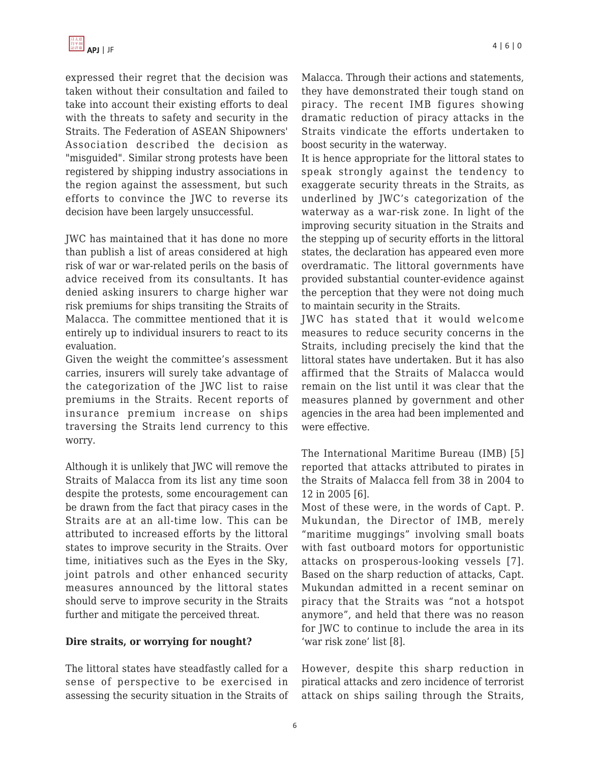expressed their regret that the decision was taken without their consultation and failed to take into account their existing efforts to deal with the threats to safety and security in the Straits. The Federation of ASEAN Shipowners' Association described the decision as "misguided". Similar strong protests have been registered by shipping industry associations in the region against the assessment, but such efforts to convince the JWC to reverse its decision have been largely unsuccessful.

JWC has maintained that it has done no more than publish a list of areas considered at high risk of war or war-related perils on the basis of advice received from its consultants. It has denied asking insurers to charge higher war risk premiums for ships transiting the Straits of Malacca. The committee mentioned that it is entirely up to individual insurers to react to its evaluation.

Given the weight the committee's assessment carries, insurers will surely take advantage of the categorization of the JWC list to raise premiums in the Straits. Recent reports of insurance premium increase on ships traversing the Straits lend currency to this worry.

Although it is unlikely that JWC will remove the Straits of Malacca from its list any time soon despite the protests, some encouragement can be drawn from the fact that piracy cases in the Straits are at an all-time low. This can be attributed to increased efforts by the littoral states to improve security in the Straits. Over time, initiatives such as the Eyes in the Sky, joint patrols and other enhanced security measures announced by the littoral states should serve to improve security in the Straits further and mitigate the perceived threat.

**Dire straits, or worrying for nought?**

The littoral states have steadfastly called for a sense of perspective to be exercised in assessing the security situation in the Straits of Malacca. Through their actions and statements, they have demonstrated their tough stand on piracy. The recent IMB figures showing dramatic reduction of piracy attacks in the Straits vindicate the efforts undertaken to boost security in the waterway.

It is hence appropriate for the littoral states to speak strongly against the tendency to exaggerate security threats in the Straits, as underlined by JWC's categorization of the waterway as a war-risk zone. In light of the improving security situation in the Straits and the stepping up of security efforts in the littoral states, the declaration has appeared even more overdramatic. The littoral governments have provided substantial counter-evidence against the perception that they were not doing much to maintain security in the Straits.

JWC has stated that it would welcome measures to reduce security concerns in the Straits, including precisely the kind that the littoral states have undertaken. But it has also affirmed that the Straits of Malacca would remain on the list until it was clear that the measures planned by government and other agencies in the area had been implemented and were effective.

The International Maritime Bureau (IMB) [5] reported that attacks attributed to pirates in the Straits of Malacca fell from 38 in 2004 to 12 in 2005 [6].

Most of these were, in the words of Capt. P. Mukundan, the Director of IMB, merely "maritime muggings" involving small boats with fast outboard motors for opportunistic attacks on prosperous-looking vessels [7]. Based on the sharp reduction of attacks, Capt. Mukundan admitted in a recent seminar on piracy that the Straits was "not a hotspot anymore", and held that there was no reason for JWC to continue to include the area in its 'war risk zone' list [8].

However, despite this sharp reduction in piratical attacks and zero incidence of terrorist attack on ships sailing through the Straits,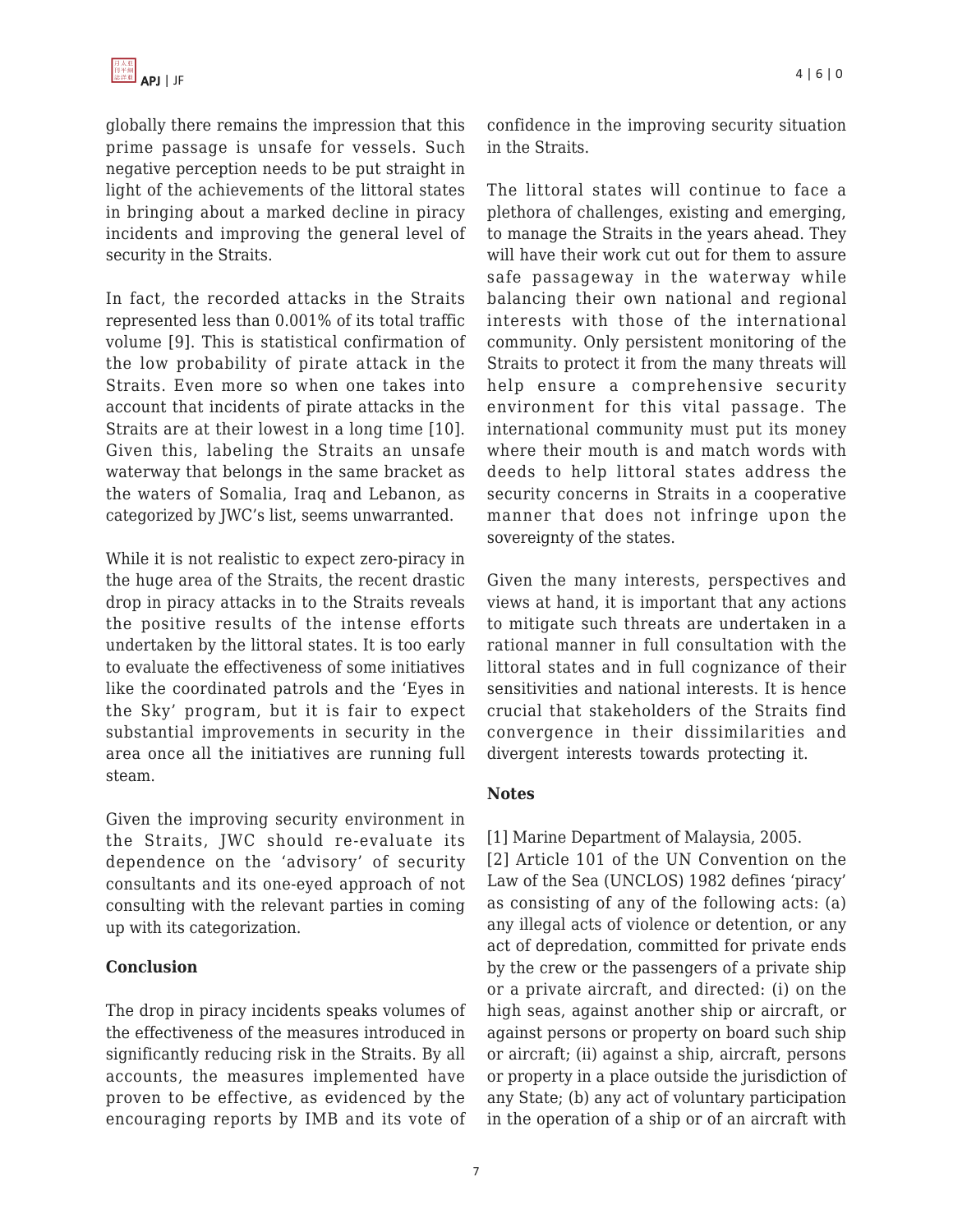globally there remains the impression that this prime passage is unsafe for vessels. Such negative perception needs to be put straight in light of the achievements of the littoral states in bringing about a marked decline in piracy incidents and improving the general level of security in the Straits.

In fact, the recorded attacks in the Straits represented less than 0.001% of its total traffic volume [9]. This is statistical confirmation of the low probability of pirate attack in the Straits. Even more so when one takes into account that incidents of pirate attacks in the Straits are at their lowest in a long time [10]. Given this, labeling the Straits an unsafe waterway that belongs in the same bracket as the waters of Somalia, Iraq and Lebanon, as categorized by JWC's list, seems unwarranted.

While it is not realistic to expect zero-piracy in the huge area of the Straits, the recent drastic drop in piracy attacks in to the Straits reveals the positive results of the intense efforts undertaken by the littoral states. It is too early to evaluate the effectiveness of some initiatives like the coordinated patrols and the 'Eyes in the Sky' program, but it is fair to expect substantial improvements in security in the area once all the initiatives are running full steam.

Given the improving security environment in the Straits, JWC should re-evaluate its dependence on the 'advisory' of security consultants and its one-eyed approach of not consulting with the relevant parties in coming up with its categorization.

**Conclusion**

The drop in piracy incidents speaks volumes of the effectiveness of the measures introduced in significantly reducing risk in the Straits. By all accounts, the measures implemented have proven to be effective, as evidenced by the encouraging reports by IMB and its vote of confidence in the improving security situation in the Straits.

The littoral states will continue to face a plethora of challenges, existing and emerging, to manage the Straits in the years ahead. They will have their work cut out for them to assure safe passageway in the waterway while balancing their own national and regional interests with those of the international community. Only persistent monitoring of the Straits to protect it from the many threats will help ensure a comprehensive security environment for this vital passage. The international community must put its money where their mouth is and match words with deeds to help littoral states address the security concerns in Straits in a cooperative manner that does not infringe upon the sovereignty of the states.

Given the many interests, perspectives and views at hand, it is important that any actions to mitigate such threats are undertaken in a rational manner in full consultation with the littoral states and in full cognizance of their sensitivities and national interests. It is hence crucial that stakeholders of the Straits find convergence in their dissimilarities and divergent interests towards protecting it.

**Notes**

[1] Marine Department of Malaysia, 2005.

[2] Article 101 of the UN Convention on the Law of the Sea (UNCLOS) 1982 defines 'piracy' as consisting of any of the following acts: (a) any illegal acts of violence or detention, or any act of depredation, committed for private ends by the crew or the passengers of a private ship or a private aircraft, and directed: (i) on the high seas, against another ship or aircraft, or against persons or property on board such ship or aircraft; (ii) against a ship, aircraft, persons or property in a place outside the jurisdiction of any State; (b) any act of voluntary participation in the operation of a ship or of an aircraft with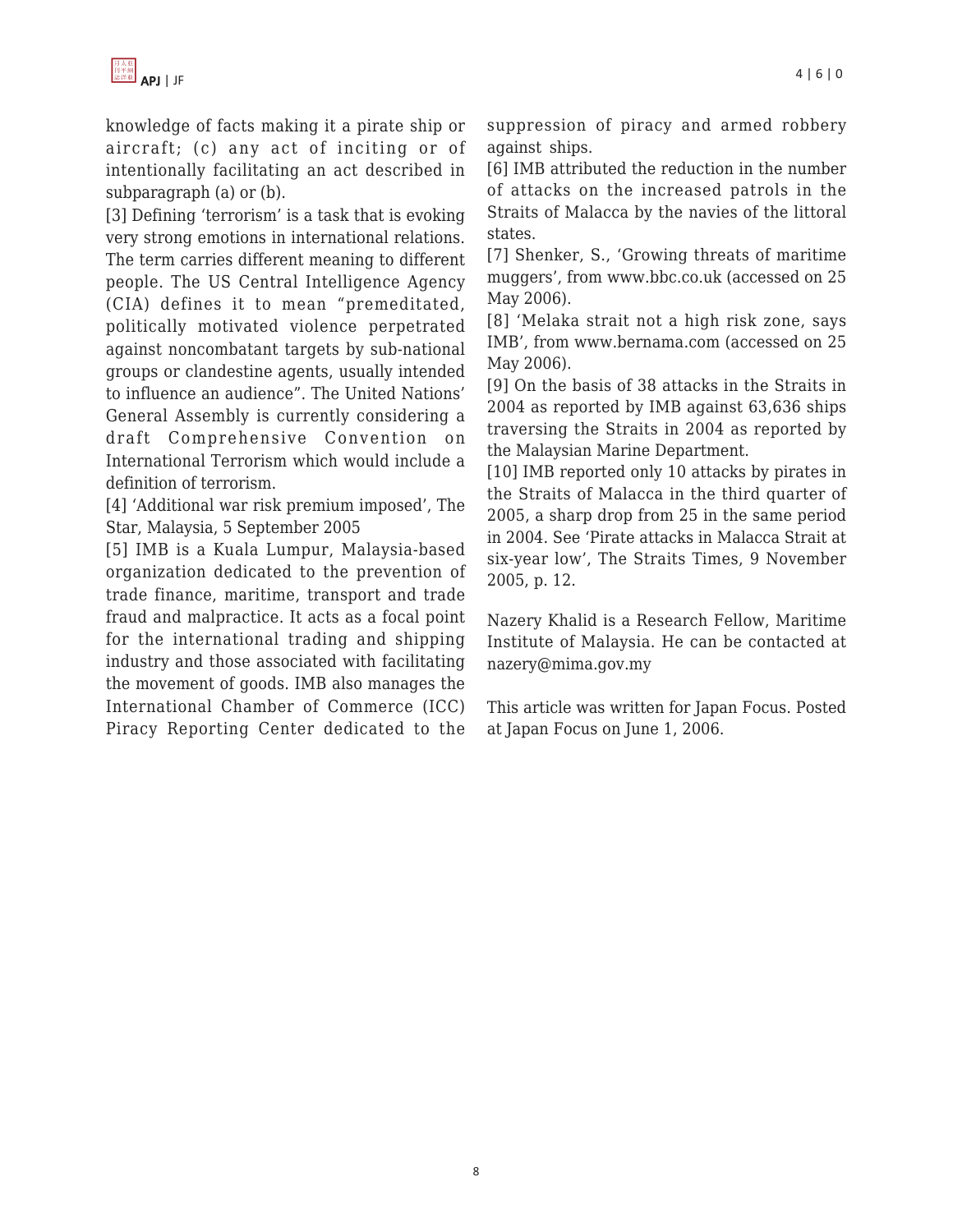knowledge of facts making it a pirate ship or aircraft; (c) any act of inciting or of intentionally facilitating an act described in subparagraph (a) or (b).

[3] Defining 'terrorism' is a task that is evoking very strong emotions in international relations. The term carries different meaning to different people. The US Central Intelligence Agency (CIA) defines it to mean "premeditated, politically motivated violence perpetrated against noncombatant targets by sub-national groups or clandestine agents, usually intended to influence an audience". The United Nations' General Assembly is currently considering a draft Comprehensive Convention on International Terrorism which would include a definition of terrorism.

[4] 'Additional war risk premium imposed', The Star, Malaysia, 5 September 2005

[5] IMB is a Kuala Lumpur, Malaysia-based organization dedicated to the prevention of trade finance, maritime, transport and trade fraud and malpractice. It acts as a focal point for the international trading and shipping industry and those associated with facilitating the movement of goods. IMB also manages the International Chamber of Commerce (ICC) Piracy Reporting Center dedicated to the suppression of piracy and armed robbery against ships.

[6] IMB attributed the reduction in the number of attacks on the increased patrols in the Straits of Malacca by the navies of the littoral states.

[7] Shenker, S., 'Growing threats of maritime muggers', from www.bbc.co.uk (accessed on 25 May 2006).

[8] 'Melaka strait not a high risk zone, says IMB', from www.bernama.com (accessed on 25 May 2006).

[9] On the basis of 38 attacks in the Straits in 2004 as reported by IMB against 63,636 ships traversing the Straits in 2004 as reported by the Malaysian Marine Department.

[10] IMB reported only 10 attacks by pirates in the Straits of Malacca in the third quarter of 2005, a sharp drop from 25 in the same period in 2004. See 'Pirate attacks in Malacca Strait at six-year low', The Straits Times, 9 November 2005, p. 12.

Nazery Khalid is a Research Fellow, Maritime Institute of Malaysia. He can be contacted at nazery@mima.gov.my

This article was written for Japan Focus. Posted at Japan Focus on June 1, 2006.